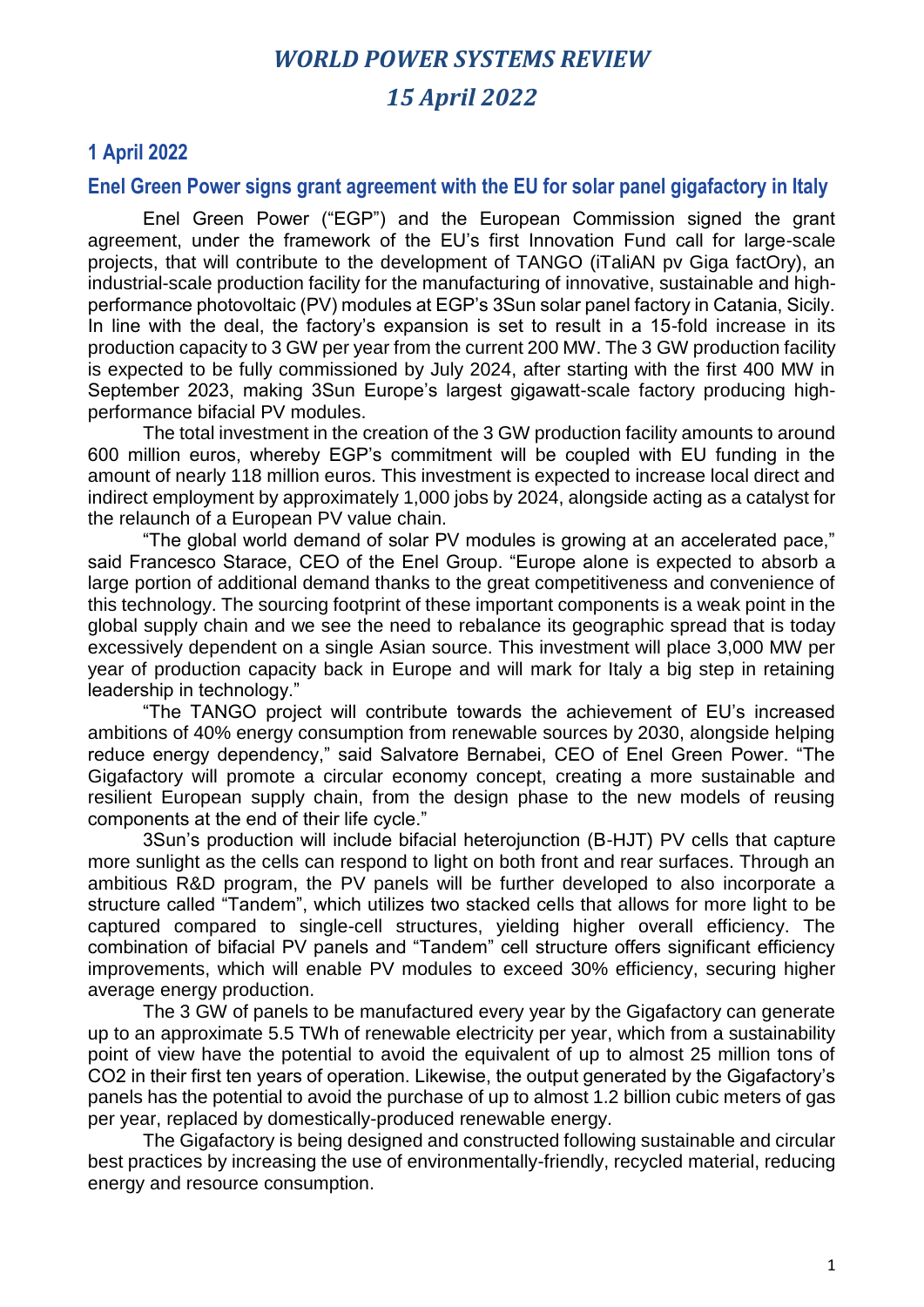# *WORLD POWER SYSTEMS REVIEW*

# *15 April 2022*

## 1 April 2022

### Enel Green Power signs grant agreement with the EU for solar panel gigafactory in Italy

Enel Green Power ("EGP") and the European Commission signed the grant agreement, under the framework of the EU's first Innovation Fund call for large-scale projects, that will contribute to the development of TANGO (iTaliAN pv Giga factOry), an industrial-scale production facility for the manufacturing of innovative, sustainable and high-performance photovoltaic (PV) modules at EGP's 3Sun solar panel factory in Catania, Sicily. In line with the deal, the factory's expansion is set to result in a 15-fold increase in its production capacity to 3 GW per year from the current 200 MW. The 3 GW production facility is expected to be fully commissioned by July 2024, after starting with the first 400 MW in September 2023, making 3Sun Europe's largest gigawatt-scale factory producing high-performance bifacial PV modules.

The total investment in the creation of the 3 GW production facility amounts to around 600 million euros, whereby EGP's commitment will be coupled with EU funding in the amount of nearly 118 million euros. This investment is expected to increase local direct and indirect employment by approximately 1,000 jobs by 2024, alongside acting as a catalyst for the relaunch of a European PV value chain.

"The global world demand of solar PV modules is growing at an accelerated pace," said Francesco Starace, CEO of the Enel Group. "Europe alone is expected to absorb a large portion of additional demand thanks to the great competitiveness and convenience of this technology. The sourcing footprint of these important components is a weak point in the global supply chain and we see the need to rebalance its geographic spread that is today excessively dependent on a single Asian source. This investment will place 3,000 MW per year of production capacity back in Europe and will mark for Italy a big step in retaining leadership in technology."

"The TANGO project will contribute towards the achievement of EU's increased ambitions of 40% energy consumption from renewable sources by 2030, alongside helping reduce energy dependency," said Salvatore Bernabei, CEO of Enel Green Power. "The Gigafactory will promote a circular economy concept, creating a more sustainable and resilient European supply chain, from the design phase to the new models of reusing components at the end of their life cycle."

3Sun's production will include bifacial heterojunction (B-HJT) PV cells that capture more sunlight as the cells can respond to light on both front and rear surfaces. Through an ambitious R&D program, the PV panels will be further developed to also incorporate a structure called "Tandem", which utilizes two stacked cells that allows for more light to be captured compared to single-cell structures, yielding higher overall efficiency. The combination of bifacial PV panels and "Tandem" cell structure offers significant efficiency improvements, which will enable PV modules to exceed 30% efficiency, securing higher average energy production.

The 3 GW of panels to be manufactured every year by the Gigafactory can generate up to an approximate 5.5 TWh of renewable electricity per year, which from a sustainability point of view have the potential to avoid the equivalent of up to almost 25 million tons of $CO_2$ in their first ten years of operation. Likewise, the output generated by the Gigafactory's panels has the potential to avoid the purchase of up to almost 1.2 billion cubic meters of gas per year, replaced by domestically-produced renewable energy.

The Gigafactory is being designed and constructed following sustainable and circular best practices by increasing the use of environmentally-friendly, recycled material, reducing energy and resource consumption.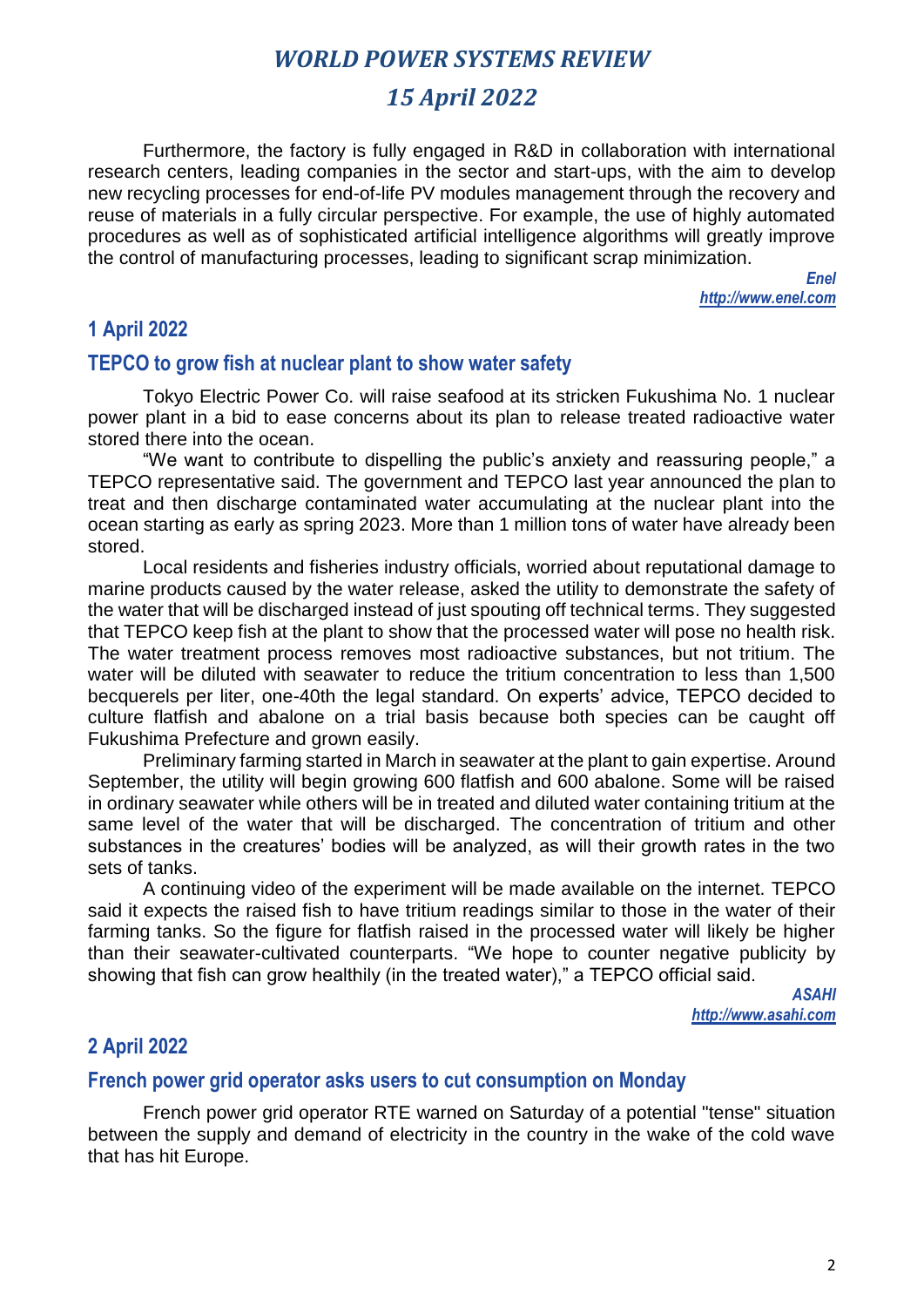Furthermore, the factory is fully engaged in R&D in collaboration with international research centers, leading companies in the sector and start-ups, with the aim to develop new recycling processes for end-of-life PV modules management through the recovery and reuse of materials in a fully circular perspective. For example, the use of highly automated procedures as well as of sophisticated artificial intelligence algorithms will greatly improve the control of manufacturing processes, leading to significant scrap minimization.

*Enel*
*http://www.enel.com*

## 1 April 2022

### TEPCO to grow fish at nuclear plant to show water safety

Tokyo Electric Power Co. will raise seafood at its stricken Fukushima No. 1 nuclear power plant in a bid to ease concerns about its plan to release treated radioactive water stored there into the ocean.

"We want to contribute to dispelling the public's anxiety and reassuring people," a TEPCO representative said. The government and TEPCO last year announced the plan to treat and then discharge contaminated water accumulating at the nuclear plant into the ocean starting as early as spring 2023. More than 1 million tons of water have already been stored.

Local residents and fisheries industry officials, worried about reputational damage to marine products caused by the water release, asked the utility to demonstrate the safety of the water that will be discharged instead of just spouting off technical terms. They suggested that TEPCO keep fish at the plant to show that the processed water will pose no health risk. The water treatment process removes most radioactive substances, but not tritium. The water will be diluted with seawater to reduce the tritium concentration to less than 1,500 becquerels per liter, one-40th the legal standard. On experts' advice, TEPCO decided to culture flatfish and abalone on a trial basis because both species can be caught off Fukushima Prefecture and grown easily.

Preliminary farming started in March in seawater at the plant to gain expertise. Around September, the utility will begin growing 600 flatfish and 600 abalone. Some will be raised in ordinary seawater while others will be in treated and diluted water containing tritium at the same level of the water that will be discharged. The concentration of tritium and other substances in the creatures' bodies will be analyzed, as will their growth rates in the two sets of tanks.

A continuing video of the experiment will be made available on the internet. TEPCO said it expects the raised fish to have tritium readings similar to those in the water of their farming tanks. So the figure for flatfish raised in the processed water will likely be higher than their seawater-cultivated counterparts. "We hope to counter negative publicity by showing that fish can grow healthily (in the treated water)," a TEPCO official said.

*ASAHI*
*http://www.asahi.com*

## 2 April 2022

### French power grid operator asks users to cut consumption on Monday

French power grid operator RTE warned on Saturday of a potential "tense" situation between the supply and demand of electricity in the country in the wake of the cold wave that has hit Europe.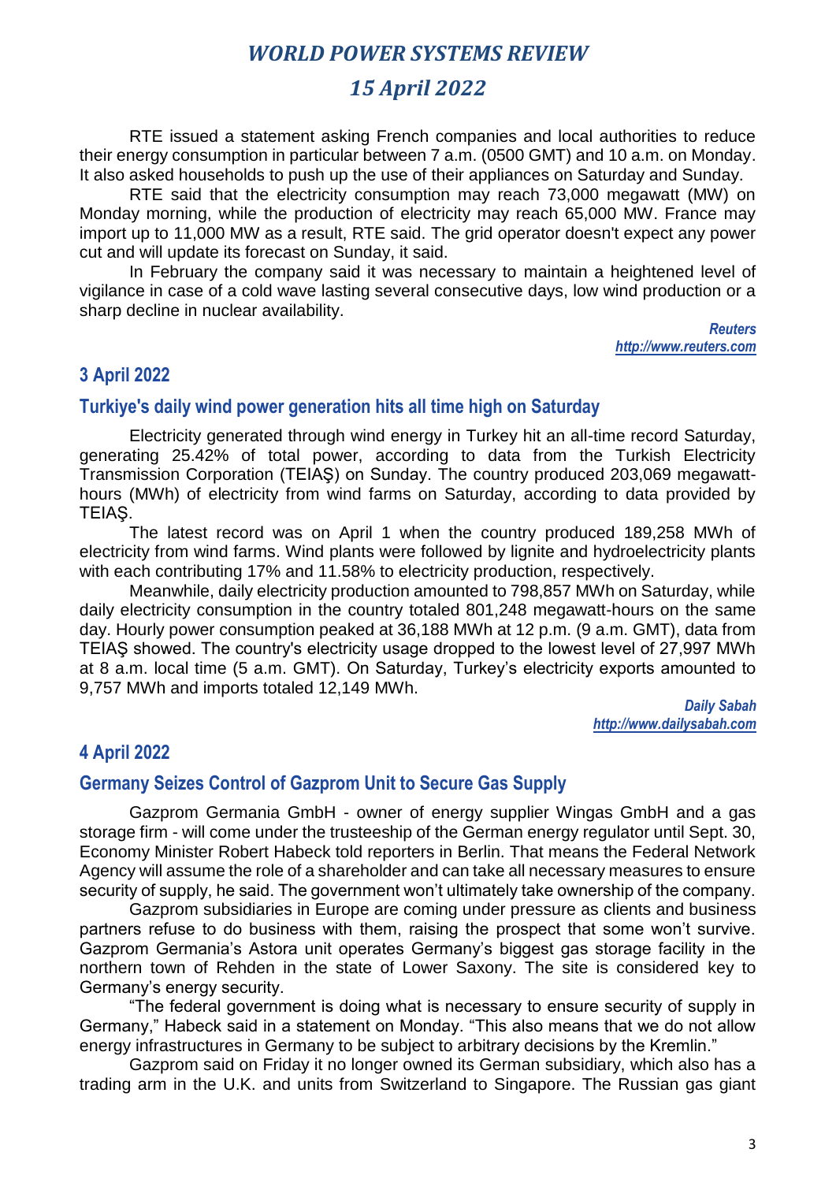RTE issued a statement asking French companies and local authorities to reduce their energy consumption in particular between 7 a.m. (0500 GMT) and 10 a.m. on Monday. It also asked households to push up the use of their appliances on Saturday and Sunday.

RTE said that the electricity consumption may reach 73,000 megawatt (MW) on Monday morning, while the production of electricity may reach 65,000 MW. France may import up to 11,000 MW as a result, RTE said. The grid operator doesn't expect any power cut and will update its forecast on Sunday, it said.

In February the company said it was necessary to maintain a heightened level of vigilance in case of a cold wave lasting several consecutive days, low wind production or a sharp decline in nuclear availability.

*Reuters*
*http://www.reuters.com*

## 3 April 2022

### Turkiye's daily wind power generation hits all time high on Saturday

Electricity generated through wind energy in Turkey hit an all-time record Saturday, generating 25.42% of total power, according to data from the Turkish Electricity Transmission Corporation (TEIAŞ) on Sunday. The country produced 203,069 megawatt-hours (MWh) of electricity from wind farms on Saturday, according to data provided by TEIAŞ.

The latest record was on April 1 when the country produced 189,258 MWh of electricity from wind farms. Wind plants were followed by lignite and hydroelectricity plants with each contributing 17% and 11.58% to electricity production, respectively.

Meanwhile, daily electricity production amounted to 798,857 MWh on Saturday, while daily electricity consumption in the country totaled 801,248 megawatt-hours on the same day. Hourly power consumption peaked at 36,188 MWh at 12 p.m. (9 a.m. GMT), data from TEIAŞ showed. The country's electricity usage dropped to the lowest level of 27,997 MWh at 8 a.m. local time (5 a.m. GMT). On Saturday, Turkey's electricity exports amounted to 9,757 MWh and imports totaled 12,149 MWh.

*Daily Sabah*
*http://www.dailysabah.com*

## 4 April 2022

### Germany Seizes Control of Gazprom Unit to Secure Gas Supply

Gazprom Germania GmbH - owner of energy supplier Wingas GmbH and a gas storage firm - will come under the trusteeship of the German energy regulator until Sept. 30, Economy Minister Robert Habeck told reporters in Berlin. That means the Federal Network Agency will assume the role of a shareholder and can take all necessary measures to ensure security of supply, he said. The government won't ultimately take ownership of the company.

Gazprom subsidiaries in Europe are coming under pressure as clients and business partners refuse to do business with them, raising the prospect that some won't survive. Gazprom Germania's Astora unit operates Germany's biggest gas storage facility in the northern town of Rehden in the state of Lower Saxony. The site is considered key to Germany's energy security.

"The federal government is doing what is necessary to ensure security of supply in Germany," Habeck said in a statement on Monday. "This also means that we do not allow energy infrastructures in Germany to be subject to arbitrary decisions by the Kremlin."

Gazprom said on Friday it no longer owned its German subsidiary, which also has a trading arm in the U.K. and units from Switzerland to Singapore. The Russian gas giant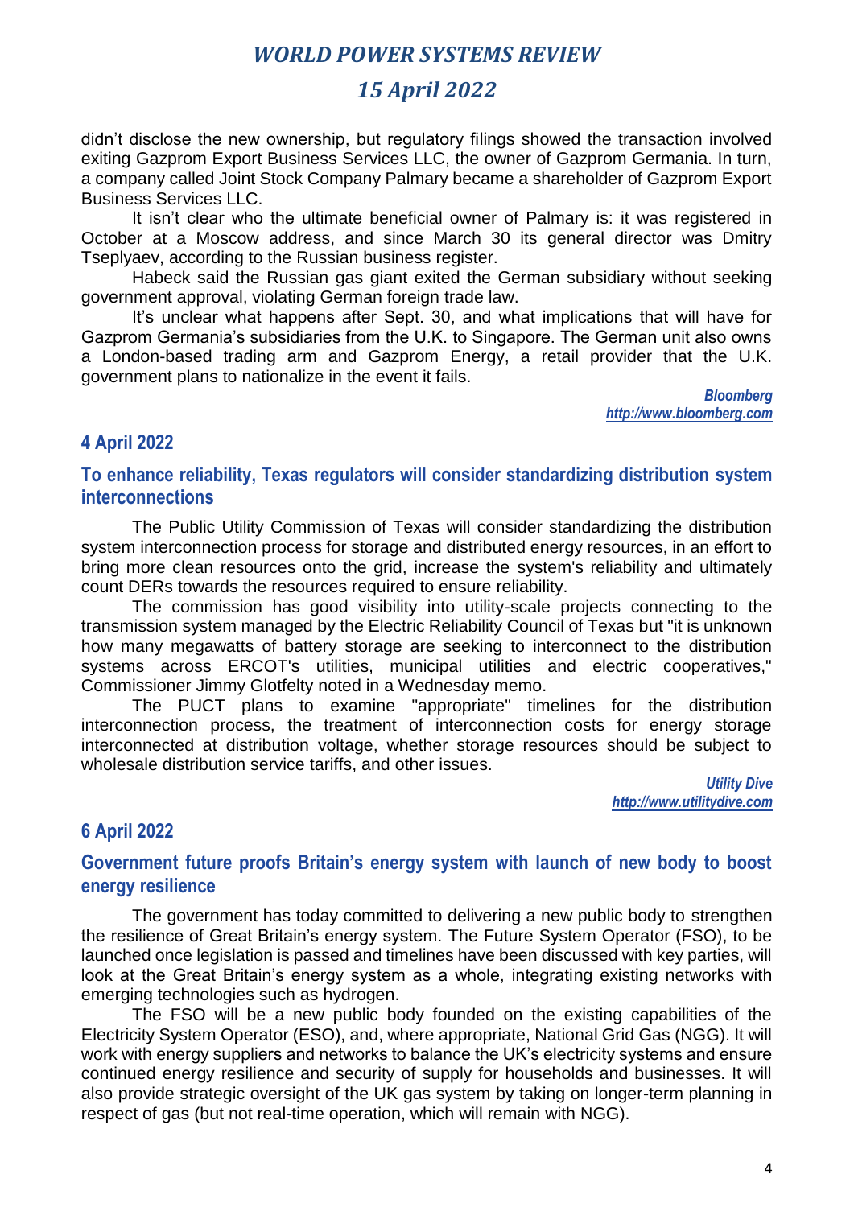didn't disclose the new ownership, but regulatory filings showed the transaction involved exiting Gazprom Export Business Services LLC, the owner of Gazprom Germania. In turn, a company called Joint Stock Company Palmary became a shareholder of Gazprom Export Business Services LLC.

It isn't clear who the ultimate beneficial owner of Palmary is: it was registered in October at a Moscow address, and since March 30 its general director was Dmitry Tseplyaev, according to the Russian business register.

Habeck said the Russian gas giant exited the German subsidiary without seeking government approval, violating German foreign trade law.

It's unclear what happens after Sept. 30, and what implications that will have for Gazprom Germania's subsidiaries from the U.K. to Singapore. The German unit also owns a London-based trading arm and Gazprom Energy, a retail provider that the U.K. government plans to nationalize in the event it fails.

*Bloomberg*
*http://www.bloomberg.com*

## 4 April 2022

### To enhance reliability, Texas regulators will consider standardizing distribution system interconnections

The Public Utility Commission of Texas will consider standardizing the distribution system interconnection process for storage and distributed energy resources, in an effort to bring more clean resources onto the grid, increase the system's reliability and ultimately count DERs towards the resources required to ensure reliability.

The commission has good visibility into utility-scale projects connecting to the transmission system managed by the Electric Reliability Council of Texas but "it is unknown how many megawatts of battery storage are seeking to interconnect to the distribution systems across ERCOT's utilities, municipal utilities and electric cooperatives," Commissioner Jimmy Glotfelty noted in a Wednesday memo.

The PUCT plans to examine "appropriate" timelines for the distribution interconnection process, the treatment of interconnection costs for energy storage interconnected at distribution voltage, whether storage resources should be subject to wholesale distribution service tariffs, and other issues.

*Utility Dive*
*http://www.utilitydive.com*

## 6 April 2022

### Government future proofs Britain's energy system with launch of new body to boost energy resilience

The government has today committed to delivering a new public body to strengthen the resilience of Great Britain's energy system. The Future System Operator (FSO), to be launched once legislation is passed and timelines have been discussed with key parties, will look at the Great Britain's energy system as a whole, integrating existing networks with emerging technologies such as hydrogen.

The FSO will be a new public body founded on the existing capabilities of the Electricity System Operator (ESO), and, where appropriate, National Grid Gas (NGG). It will work with energy suppliers and networks to balance the UK's electricity systems and ensure continued energy resilience and security of supply for households and businesses. It will also provide strategic oversight of the UK gas system by taking on longer-term planning in respect of gas (but not real-time operation, which will remain with NGG).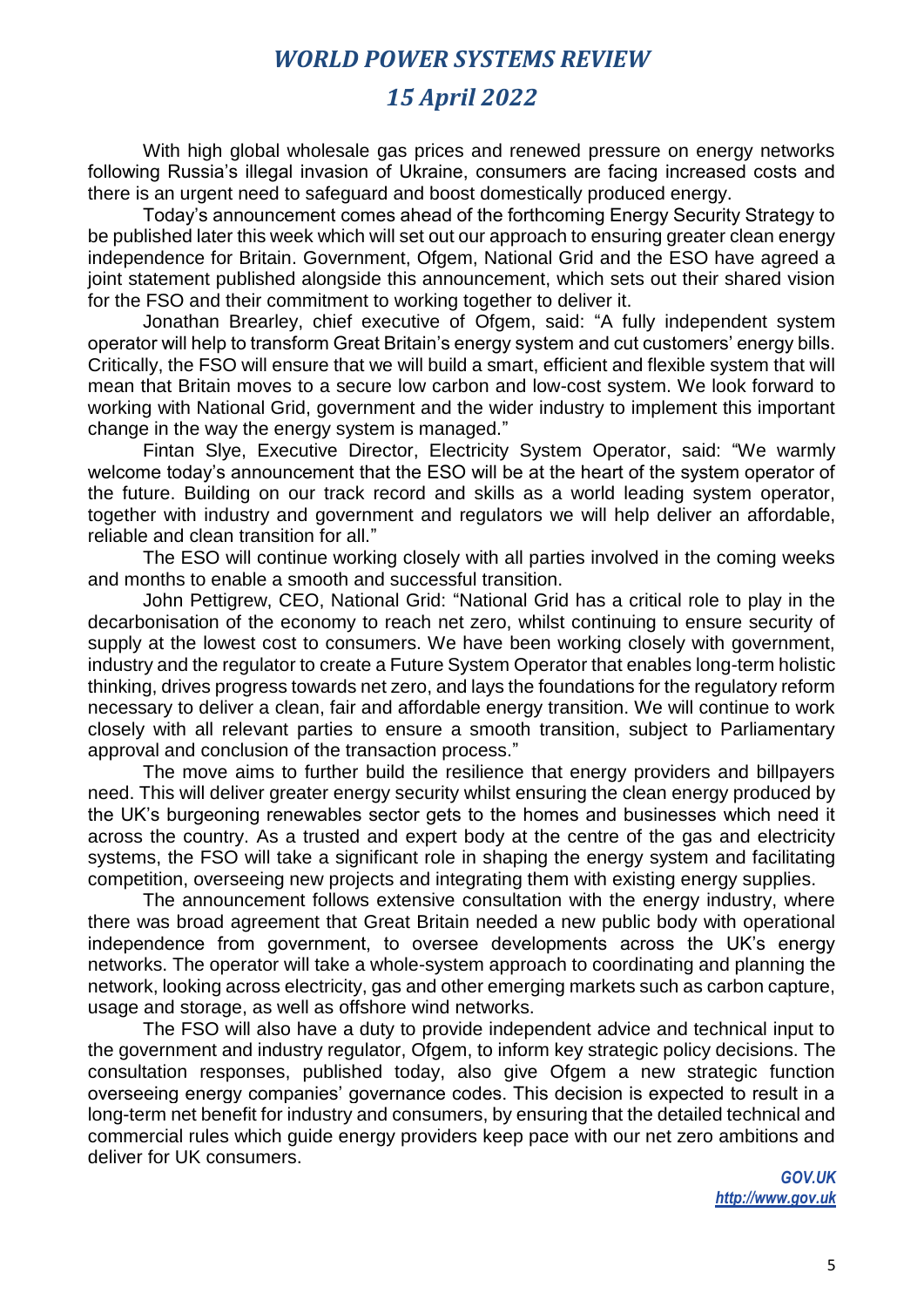With high global wholesale gas prices and renewed pressure on energy networks following Russia's illegal invasion of Ukraine, consumers are facing increased costs and there is an urgent need to safeguard and boost domestically produced energy.

Today's announcement comes ahead of the forthcoming Energy Security Strategy to be published later this week which will set out our approach to ensuring greater clean energy independence for Britain. Government, Ofgem, National Grid and the ESO have agreed a joint statement published alongside this announcement, which sets out their shared vision for the FSO and their commitment to working together to deliver it.

Jonathan Brearley, chief executive of Ofgem, said: "A fully independent system operator will help to transform Great Britain's energy system and cut customers' energy bills. Critically, the FSO will ensure that we will build a smart, efficient and flexible system that will mean that Britain moves to a secure low carbon and low-cost system. We look forward to working with National Grid, government and the wider industry to implement this important change in the way the energy system is managed."

Fintan Slye, Executive Director, Electricity System Operator, said: "We warmly welcome today's announcement that the ESO will be at the heart of the system operator of the future. Building on our track record and skills as a world leading system operator, together with industry and government and regulators we will help deliver an affordable, reliable and clean transition for all."

The ESO will continue working closely with all parties involved in the coming weeks and months to enable a smooth and successful transition.

John Pettigrew, CEO, National Grid: "National Grid has a critical role to play in the decarbonisation of the economy to reach net zero, whilst continuing to ensure security of supply at the lowest cost to consumers. We have been working closely with government, industry and the regulator to create a Future System Operator that enables long-term holistic thinking, drives progress towards net zero, and lays the foundations for the regulatory reform necessary to deliver a clean, fair and affordable energy transition. We will continue to work closely with all relevant parties to ensure a smooth transition, subject to Parliamentary approval and conclusion of the transaction process."

The move aims to further build the resilience that energy providers and billpayers need. This will deliver greater energy security whilst ensuring the clean energy produced by the UK's burgeoning renewables sector gets to the homes and businesses which need it across the country. As a trusted and expert body at the centre of the gas and electricity systems, the FSO will take a significant role in shaping the energy system and facilitating competition, overseeing new projects and integrating them with existing energy supplies.

The announcement follows extensive consultation with the energy industry, where there was broad agreement that Great Britain needed a new public body with operational independence from government, to oversee developments across the UK's energy networks. The operator will take a whole-system approach to coordinating and planning the network, looking across electricity, gas and other emerging markets such as carbon capture, usage and storage, as well as offshore wind networks.

The FSO will also have a duty to provide independent advice and technical input to the government and industry regulator, Ofgem, to inform key strategic policy decisions. The consultation responses, published today, also give Ofgem a new strategic function overseeing energy companies' governance codes. This decision is expected to result in a long-term net benefit for industry and consumers, by ensuring that the detailed technical and commercial rules which guide energy providers keep pace with our net zero ambitions and deliver for UK consumers.

*GOV.UK*
*http://www.gov.uk*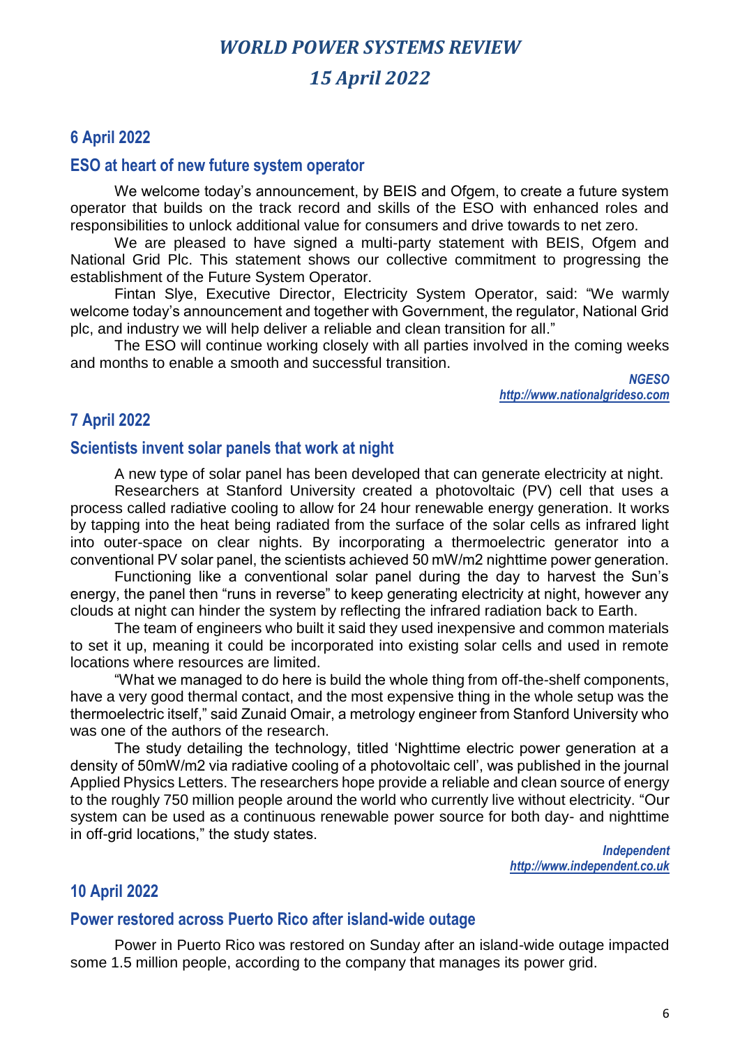# WORLD POWER SYSTEMS REVIEW

# 15 April 2022

## 6 April 2022

### ESO at heart of new future system operator

We welcome today's announcement, by BEIS and Ofgem, to create a future system operator that builds on the track record and skills of the ESO with enhanced roles and responsibilities to unlock additional value for consumers and drive towards to net zero.

We are pleased to have signed a multi-party statement with BEIS, Ofgem and National Grid Plc. This statement shows our collective commitment to progressing the establishment of the Future System Operator.

Fintan Slye, Executive Director, Electricity System Operator, said: "We warmly welcome today's announcement and together with Government, the regulator, National Grid plc, and industry we will help deliver a reliable and clean transition for all."

The ESO will continue working closely with all parties involved in the coming weeks and months to enable a smooth and successful transition.

*NGESO*
*http://www.nationalgrideso.com*

## 7 April 2022

### Scientists invent solar panels that work at night

A new type of solar panel has been developed that can generate electricity at night.

Researchers at Stanford University created a photovoltaic (PV) cell that uses a process called radiative cooling to allow for 24 hour renewable energy generation. It works by tapping into the heat being radiated from the surface of the solar cells as infrared light into outer-space on clear nights. By incorporating a thermoelectric generator into a conventional PV solar panel, the scientists achieved 50 mW/m2 nighttime power generation.

Functioning like a conventional solar panel during the day to harvest the Sun's energy, the panel then "runs in reverse" to keep generating electricity at night, however any clouds at night can hinder the system by reflecting the infrared radiation back to Earth.

The team of engineers who built it said they used inexpensive and common materials to set it up, meaning it could be incorporated into existing solar cells and used in remote locations where resources are limited.

"What we managed to do here is build the whole thing from off-the-shelf components, have a very good thermal contact, and the most expensive thing in the whole setup was the thermoelectric itself," said Zunaid Omair, a metrology engineer from Stanford University who was one of the authors of the research.

The study detailing the technology, titled 'Nighttime electric power generation at a density of 50mW/m2 via radiative cooling of a photovoltaic cell', was published in the journal Applied Physics Letters. The researchers hope provide a reliable and clean source of energy to the roughly 750 million people around the world who currently live without electricity. "Our system can be used as a continuous renewable power source for both day- and nighttime in off-grid locations," the study states.

*Independent*
*http://www.independent.co.uk*

## 10 April 2022

### Power restored across Puerto Rico after island-wide outage

Power in Puerto Rico was restored on Sunday after an island-wide outage impacted some 1.5 million people, according to the company that manages its power grid.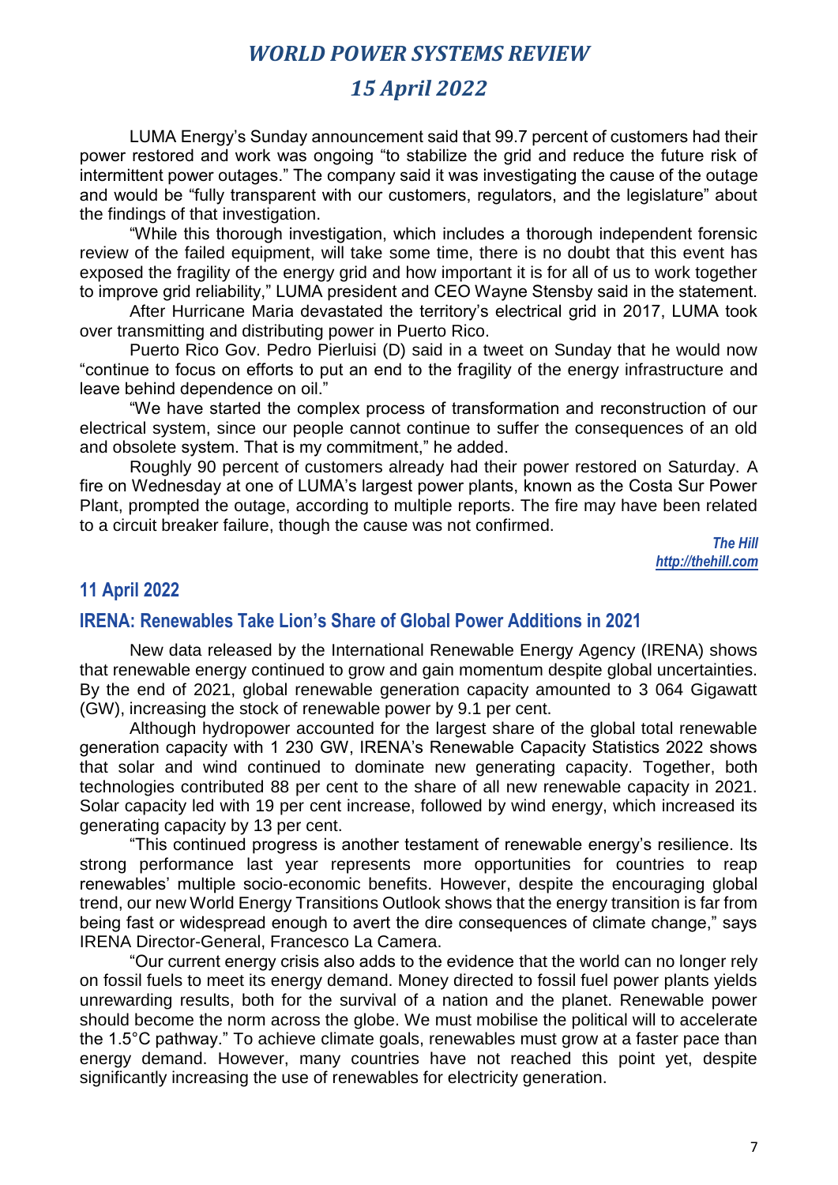LUMA Energy's Sunday announcement said that 99.7 percent of customers had their power restored and work was ongoing "to stabilize the grid and reduce the future risk of intermittent power outages." The company said it was investigating the cause of the outage and would be "fully transparent with our customers, regulators, and the legislature" about the findings of that investigation.

"While this thorough investigation, which includes a thorough independent forensic review of the failed equipment, will take some time, there is no doubt that this event has exposed the fragility of the energy grid and how important it is for all of us to work together to improve grid reliability," LUMA president and CEO Wayne Stensby said in the statement.

After Hurricane Maria devastated the territory's electrical grid in 2017, LUMA took over transmitting and distributing power in Puerto Rico.

Puerto Rico Gov. Pedro Pierluisi (D) said in a tweet on Sunday that he would now "continue to focus on efforts to put an end to the fragility of the energy infrastructure and leave behind dependence on oil."

"We have started the complex process of transformation and reconstruction of our electrical system, since our people cannot continue to suffer the consequences of an old and obsolete system. That is my commitment," he added.

Roughly 90 percent of customers already had their power restored on Saturday. A fire on Wednesday at one of LUMA's largest power plants, known as the Costa Sur Power Plant, prompted the outage, according to multiple reports. The fire may have been related to a circuit breaker failure, though the cause was not confirmed.

*The Hill*
*http://thehill.com*

## 11 April 2022

### IRENA: Renewables Take Lion's Share of Global Power Additions in 2021

New data released by the International Renewable Energy Agency (IRENA) shows that renewable energy continued to grow and gain momentum despite global uncertainties. By the end of 2021, global renewable generation capacity amounted to 3 064 Gigawatt (GW), increasing the stock of renewable power by 9.1 per cent.

Although hydropower accounted for the largest share of the global total renewable generation capacity with 1 230 GW, IRENA's Renewable Capacity Statistics 2022 shows that solar and wind continued to dominate new generating capacity. Together, both technologies contributed 88 per cent to the share of all new renewable capacity in 2021. Solar capacity led with 19 per cent increase, followed by wind energy, which increased its generating capacity by 13 per cent.

"This continued progress is another testament of renewable energy's resilience. Its strong performance last year represents more opportunities for countries to reap renewables' multiple socio-economic benefits. However, despite the encouraging global trend, our new World Energy Transitions Outlook shows that the energy transition is far from being fast or widespread enough to avert the dire consequences of climate change," says IRENA Director-General, Francesco La Camera.

"Our current energy crisis also adds to the evidence that the world can no longer rely on fossil fuels to meet its energy demand. Money directed to fossil fuel power plants yields unrewarding results, both for the survival of a nation and the planet. Renewable power should become the norm across the globe. We must mobilise the political will to accelerate the 1.5°C pathway." To achieve climate goals, renewables must grow at a faster pace than energy demand. However, many countries have not reached this point yet, despite significantly increasing the use of renewables for electricity generation.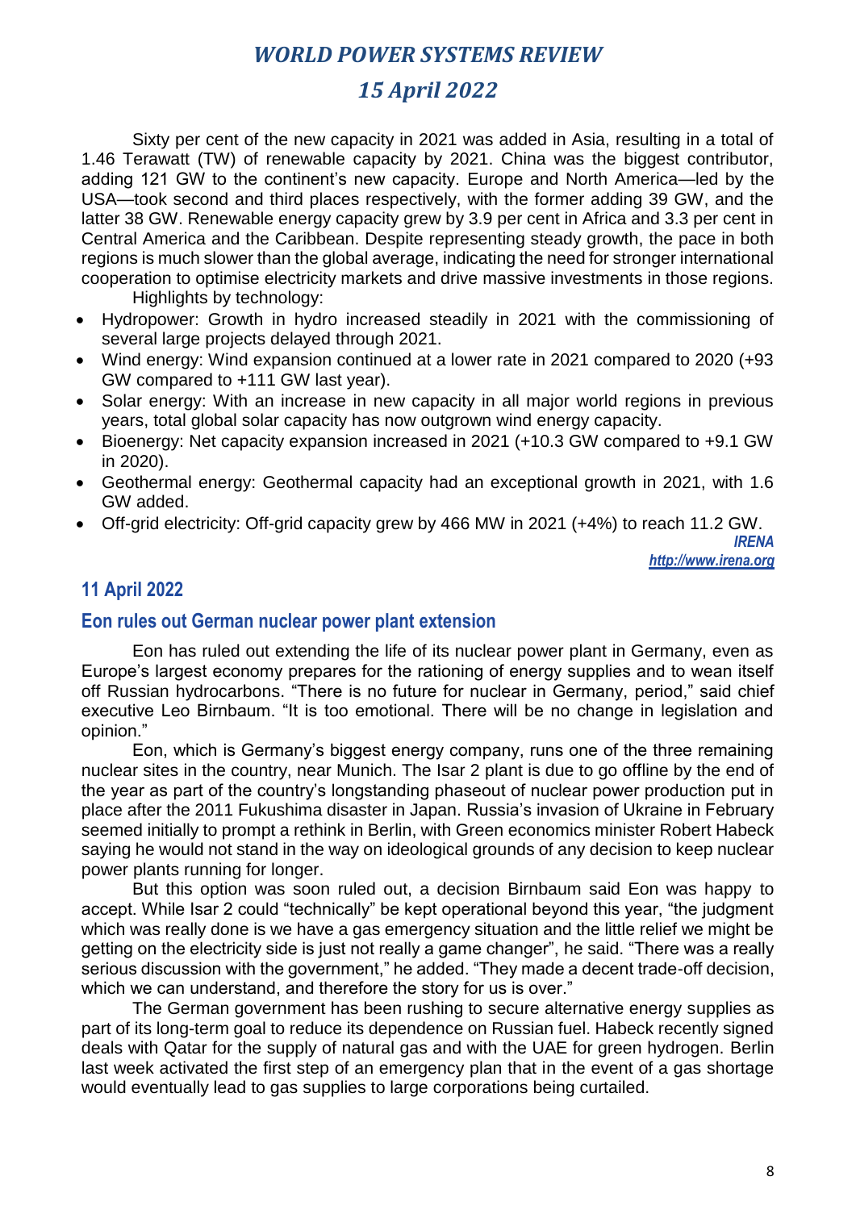Sixty per cent of the new capacity in 2021 was added in Asia, resulting in a total of 1.46 Terawatt (TW) of renewable capacity by 2021. China was the biggest contributor, adding 121 GW to the continent's new capacity. Europe and North America—led by the USA—took second and third places respectively, with the former adding 39 GW, and the latter 38 GW. Renewable energy capacity grew by 3.9 per cent in Africa and 3.3 per cent in Central America and the Caribbean. Despite representing steady growth, the pace in both regions is much slower than the global average, indicating the need for stronger international cooperation to optimise electricity markets and drive massive investments in those regions.

Highlights by technology:

- Hydropower: Growth in hydro increased steadily in 2021 with the commissioning of several large projects delayed through 2021.
- Wind energy: Wind expansion continued at a lower rate in 2021 compared to 2020 (+93 GW compared to +111 GW last year).
- Solar energy: With an increase in new capacity in all major world regions in previous years, total global solar capacity has now outgrown wind energy capacity.
- Bioenergy: Net capacity expansion increased in 2021 (+10.3 GW compared to +9.1 GW in 2020).
- Geothermal energy: Geothermal capacity had an exceptional growth in 2021, with 1.6 GW added.
- Off-grid electricity: Off-grid capacity grew by 466 MW in 2021 (+4%) to reach 11.2 GW.

***IRENA***
***http://www.irena.org***

## 11 April 2022

### Eon rules out German nuclear power plant extension

Eon has ruled out extending the life of its nuclear power plant in Germany, even as Europe's largest economy prepares for the rationing of energy supplies and to wean itself off Russian hydrocarbons. "There is no future for nuclear in Germany, period," said chief executive Leo Birnbaum. "It is too emotional. There will be no change in legislation and opinion."

Eon, which is Germany's biggest energy company, runs one of the three remaining nuclear sites in the country, near Munich. The Isar 2 plant is due to go offline by the end of the year as part of the country's longstanding phaseout of nuclear power production put in place after the 2011 Fukushima disaster in Japan. Russia's invasion of Ukraine in February seemed initially to prompt a rethink in Berlin, with Green economics minister Robert Habeck saying he would not stand in the way on ideological grounds of any decision to keep nuclear power plants running for longer.

But this option was soon ruled out, a decision Birnbaum said Eon was happy to accept. While Isar 2 could "technically" be kept operational beyond this year, "the judgment which was really done is we have a gas emergency situation and the little relief we might be getting on the electricity side is just not really a game changer", he said. "There was a really serious discussion with the government," he added. "They made a decent trade-off decision, which we can understand, and therefore the story for us is over."

The German government has been rushing to secure alternative energy supplies as part of its long-term goal to reduce its dependence on Russian fuel. Habeck recently signed deals with Qatar for the supply of natural gas and with the UAE for green hydrogen. Berlin last week activated the first step of an emergency plan that in the event of a gas shortage would eventually lead to gas supplies to large corporations being curtailed.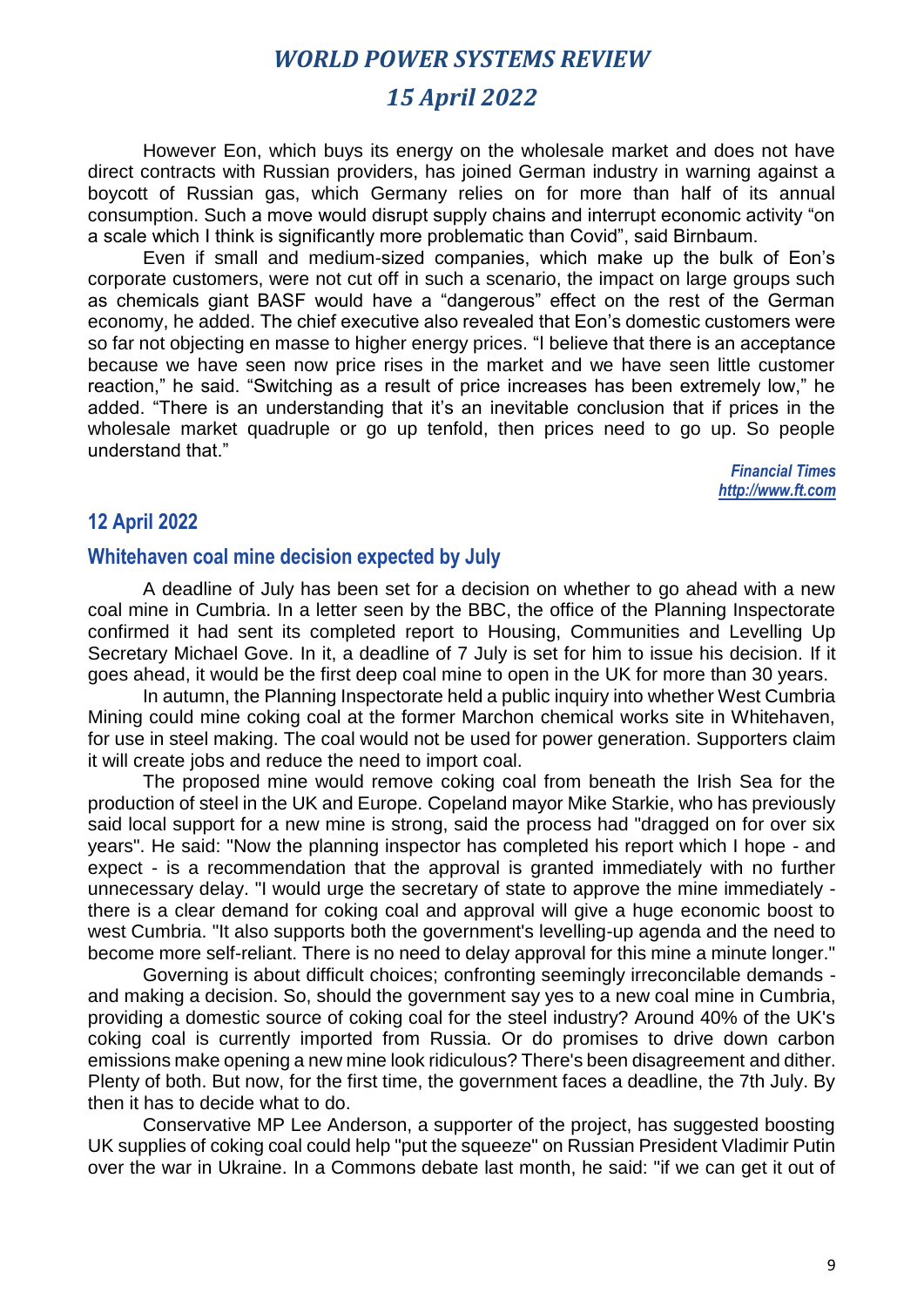However Eon, which buys its energy on the wholesale market and does not have direct contracts with Russian providers, has joined German industry in warning against a boycott of Russian gas, which Germany relies on for more than half of its annual consumption. Such a move would disrupt supply chains and interrupt economic activity "on a scale which I think is significantly more problematic than Covid", said Birnbaum.

Even if small and medium-sized companies, which make up the bulk of Eon's corporate customers, were not cut off in such a scenario, the impact on large groups such as chemicals giant BASF would have a "dangerous" effect on the rest of the German economy, he added. The chief executive also revealed that Eon's domestic customers were so far not objecting en masse to higher energy prices. "I believe that there is an acceptance because we have seen now price rises in the market and we have seen little customer reaction," he said. "Switching as a result of price increases has been extremely low," he added. "There is an understanding that it's an inevitable conclusion that if prices in the wholesale market quadruple or go up tenfold, then prices need to go up. So people understand that."

*Financial Times*
*http://www.ft.com*

## 12 April 2022

### Whitehaven coal mine decision expected by July

A deadline of July has been set for a decision on whether to go ahead with a new coal mine in Cumbria. In a letter seen by the BBC, the office of the Planning Inspectorate confirmed it had sent its completed report to Housing, Communities and Levelling Up Secretary Michael Gove. In it, a deadline of 7 July is set for him to issue his decision. If it goes ahead, it would be the first deep coal mine to open in the UK for more than 30 years.

In autumn, the Planning Inspectorate held a public inquiry into whether West Cumbria Mining could mine coking coal at the former Marchon chemical works site in Whitehaven, for use in steel making. The coal would not be used for power generation. Supporters claim it will create jobs and reduce the need to import coal.

The proposed mine would remove coking coal from beneath the Irish Sea for the production of steel in the UK and Europe. Copeland mayor Mike Starkie, who has previously said local support for a new mine is strong, said the process had "dragged on for over six years". He said: "Now the planning inspector has completed his report which I hope - and expect - is a recommendation that the approval is granted immediately with no further unnecessary delay. "I would urge the secretary of state to approve the mine immediately - there is a clear demand for coking coal and approval will give a huge economic boost to west Cumbria. "It also supports both the government's levelling-up agenda and the need to become more self-reliant. There is no need to delay approval for this mine a minute longer."

Governing is about difficult choices; confronting seemingly irreconcilable demands - and making a decision. So, should the government say yes to a new coal mine in Cumbria, providing a domestic source of coking coal for the steel industry? Around 40% of the UK's coking coal is currently imported from Russia. Or do promises to drive down carbon emissions make opening a new mine look ridiculous? There's been disagreement and dither. Plenty of both. But now, for the first time, the government faces a deadline, the 7th July. By then it has to decide what to do.

Conservative MP Lee Anderson, a supporter of the project, has suggested boosting UK supplies of coking coal could help "put the squeeze" on Russian President Vladimir Putin over the war in Ukraine. In a Commons debate last month, he said: "if we can get it out of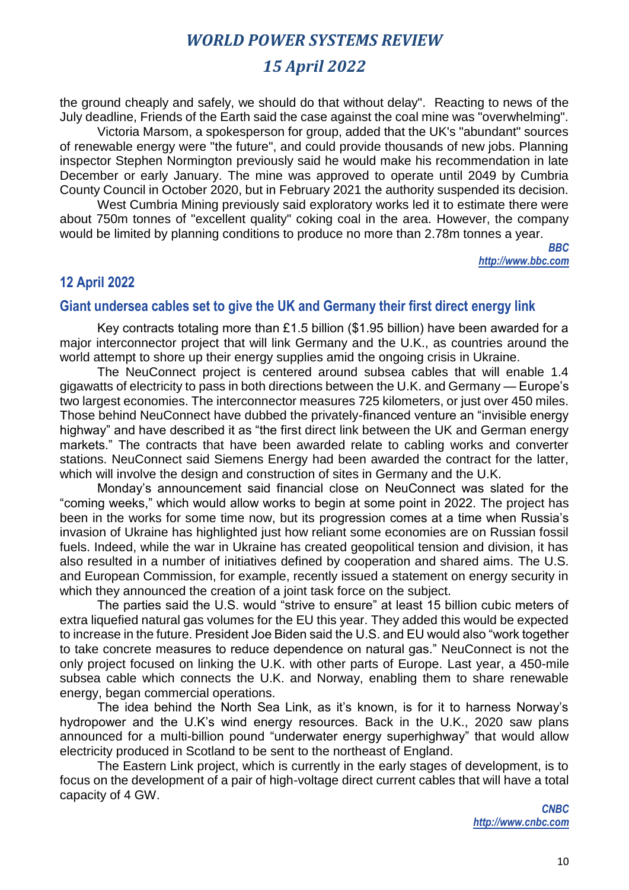the ground cheaply and safely, we should do that without delay". Reacting to news of the July deadline, Friends of the Earth said the case against the coal mine was "overwhelming".

Victoria Marsom, a spokesperson for group, added that the UK's "abundant" sources of renewable energy were "the future", and could provide thousands of new jobs. Planning inspector Stephen Normington previously said he would make his recommendation in late December or early January. The mine was approved to operate until 2049 by Cumbria County Council in October 2020, but in February 2021 the authority suspended its decision.

West Cumbria Mining previously said exploratory works led it to estimate there were about 750m tonnes of "excellent quality" coking coal in the area. However, the company would be limited by planning conditions to produce no more than 2.78m tonnes a year.

***BBC***
***http://www.bbc.com***

## 12 April 2022

### Giant undersea cables set to give the UK and Germany their first direct energy link

Key contracts totaling more than £1.5 billion ($1.95 billion) have been awarded for a major interconnector project that will link Germany and the U.K., as countries around the world attempt to shore up their energy supplies amid the ongoing crisis in Ukraine.

The NeuConnect project is centered around subsea cables that will enable 1.4 gigawatts of electricity to pass in both directions between the U.K. and Germany — Europe's two largest economies. The interconnector measures 725 kilometers, or just over 450 miles. Those behind NeuConnect have dubbed the privately-financed venture an "invisible energy highway" and have described it as "the first direct link between the UK and German energy markets." The contracts that have been awarded relate to cabling works and converter stations. NeuConnect said Siemens Energy had been awarded the contract for the latter, which will involve the design and construction of sites in Germany and the U.K.

Monday's announcement said financial close on NeuConnect was slated for the "coming weeks," which would allow works to begin at some point in 2022. The project has been in the works for some time now, but its progression comes at a time when Russia's invasion of Ukraine has highlighted just how reliant some economies are on Russian fossil fuels. Indeed, while the war in Ukraine has created geopolitical tension and division, it has also resulted in a number of initiatives defined by cooperation and shared aims. The U.S. and European Commission, for example, recently issued a statement on energy security in which they announced the creation of a joint task force on the subject.

The parties said the U.S. would "strive to ensure" at least 15 billion cubic meters of extra liquefied natural gas volumes for the EU this year. They added this would be expected to increase in the future. President Joe Biden said the U.S. and EU would also "work together to take concrete measures to reduce dependence on natural gas." NeuConnect is not the only project focused on linking the U.K. with other parts of Europe. Last year, a 450-mile subsea cable which connects the U.K. and Norway, enabling them to share renewable energy, began commercial operations.

The idea behind the North Sea Link, as it's known, is for it to harness Norway's hydropower and the U.K's wind energy resources. Back in the U.K., 2020 saw plans announced for a multi-billion pound "underwater energy superhighway" that would allow electricity produced in Scotland to be sent to the northeast of England.

The Eastern Link project, which is currently in the early stages of development, is to focus on the development of a pair of high-voltage direct current cables that will have a total capacity of 4 GW.

***CNBC***
***http://www.cnbc.com***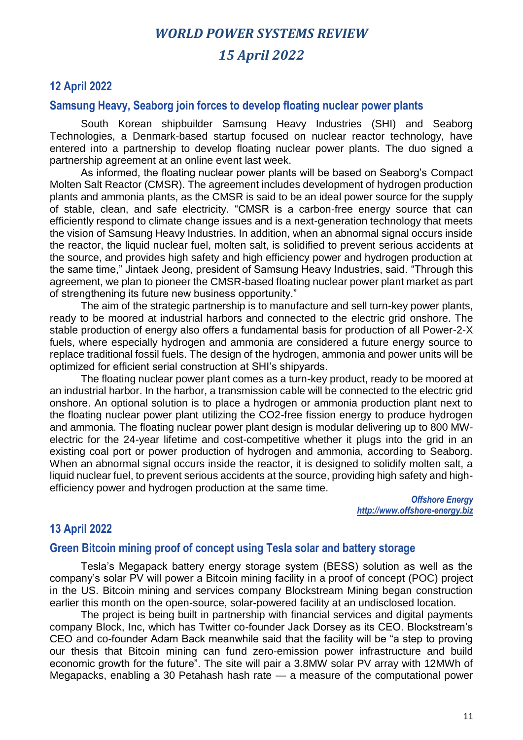## 12 April 2022

### Samsung Heavy, Seaborg join forces to develop floating nuclear power plants

South Korean shipbuilder Samsung Heavy Industries (SHI) and Seaborg Technologies, a Denmark-based startup focused on nuclear reactor technology, have entered into a partnership to develop floating nuclear power plants. The duo signed a partnership agreement at an online event last week.

As informed, the floating nuclear power plants will be based on Seaborg's Compact Molten Salt Reactor (CMSR). The agreement includes development of hydrogen production plants and ammonia plants, as the CMSR is said to be an ideal power source for the supply of stable, clean, and safe electricity. "CMSR is a carbon-free energy source that can efficiently respond to climate change issues and is a next-generation technology that meets the vision of Samsung Heavy Industries. In addition, when an abnormal signal occurs inside the reactor, the liquid nuclear fuel, molten salt, is solidified to prevent serious accidents at the source, and provides high safety and high efficiency power and hydrogen production at the same time," Jintaek Jeong, president of Samsung Heavy Industries, said. "Through this agreement, we plan to pioneer the CMSR-based floating nuclear power plant market as part of strengthening its future new business opportunity."

The aim of the strategic partnership is to manufacture and sell turn-key power plants, ready to be moored at industrial harbors and connected to the electric grid onshore. The stable production of energy also offers a fundamental basis for production of all Power-2-X fuels, where especially hydrogen and ammonia are considered a future energy source to replace traditional fossil fuels. The design of the hydrogen, ammonia and power units will be optimized for efficient serial construction at SHI's shipyards.

The floating nuclear power plant comes as a turn-key product, ready to be moored at an industrial harbor. In the harbor, a transmission cable will be connected to the electric grid onshore. An optional solution is to place a hydrogen or ammonia production plant next to the floating nuclear power plant utilizing the $CO_2$-free fission energy to produce hydrogen and ammonia. The floating nuclear power plant design is modular delivering up to 800 MW-electric for the 24-year lifetime and cost-competitive whether it plugs into the grid in an existing coal port or power production of hydrogen and ammonia, according to Seaborg. When an abnormal signal occurs inside the reactor, it is designed to solidify molten salt, a liquid nuclear fuel, to prevent serious accidents at the source, providing high safety and high-efficiency power and hydrogen production at the same time.

*Offshore Energy*
*http://www.offshore-energy.biz*

## 13 April 2022

### Green Bitcoin mining proof of concept using Tesla solar and battery storage

Tesla's Megapack battery energy storage system (BESS) solution as well as the company's solar PV will power a Bitcoin mining facility in a proof of concept (POC) project in the US. Bitcoin mining and services company Blockstream Mining began construction earlier this month on the open-source, solar-powered facility at an undisclosed location.

The project is being built in partnership with financial services and digital payments company Block, Inc, which has Twitter co-founder Jack Dorsey as its CEO. Blockstream's CEO and co-founder Adam Back meanwhile said that the facility will be "a step to proving our thesis that Bitcoin mining can fund zero-emission power infrastructure and build economic growth for the future". The site will pair a 3.8MW solar PV array with 12MWh of Megapacks, enabling a 30 Petahash hash rate — a measure of the computational power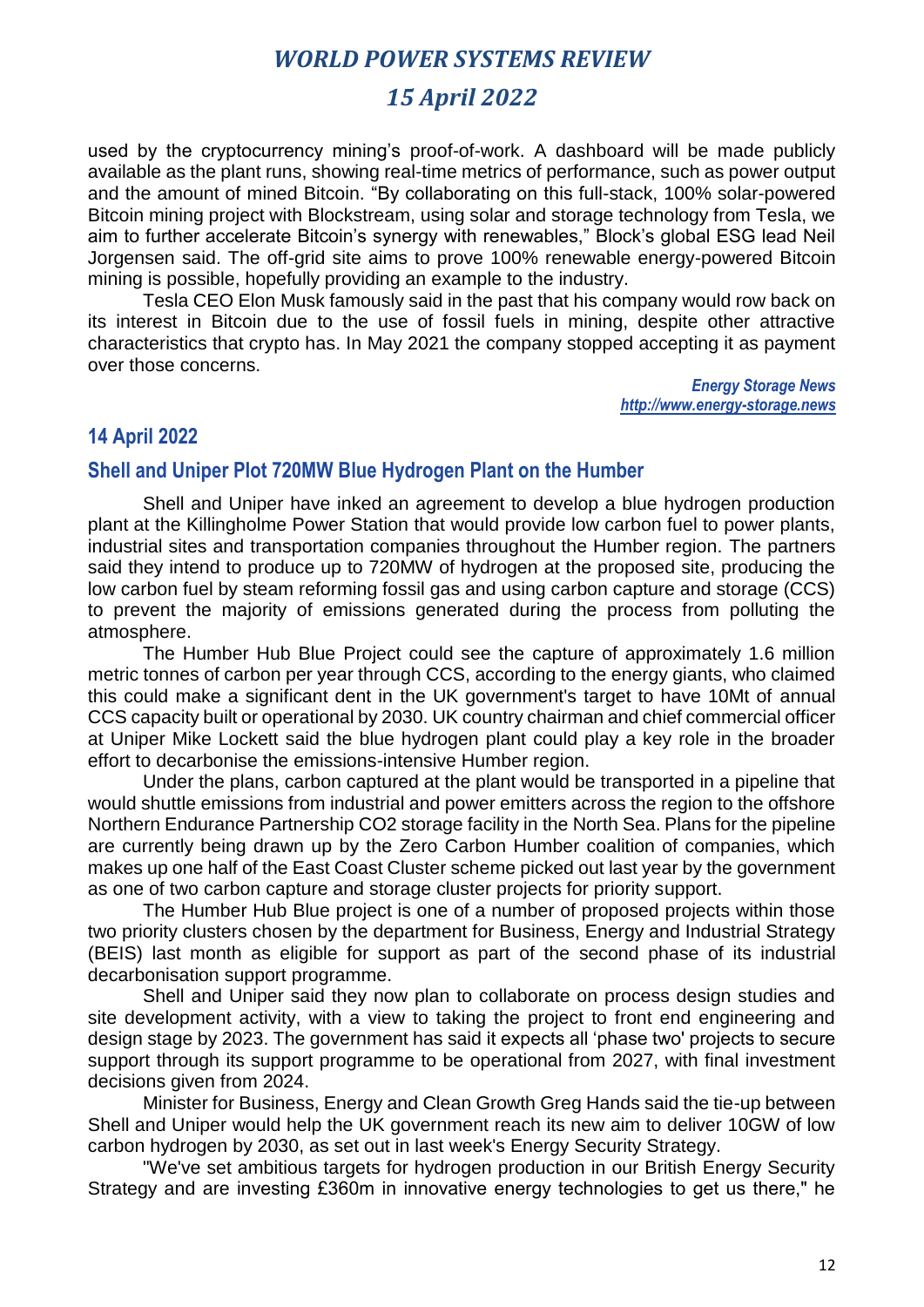used by the cryptocurrency mining's proof-of-work. A dashboard will be made publicly available as the plant runs, showing real-time metrics of performance, such as power output and the amount of mined Bitcoin. "By collaborating on this full-stack, 100% solar-powered Bitcoin mining project with Blockstream, using solar and storage technology from Tesla, we aim to further accelerate Bitcoin's synergy with renewables," Block's global ESG lead Neil Jorgensen said. The off-grid site aims to prove 100% renewable energy-powered Bitcoin mining is possible, hopefully providing an example to the industry.

Tesla CEO Elon Musk famously said in the past that his company would row back on its interest in Bitcoin due to the use of fossil fuels in mining, despite other attractive characteristics that crypto has. In May 2021 the company stopped accepting it as payment over those concerns.

***Energy Storage News***
***http://www.energy-storage.news***

## 14 April 2022

### Shell and Uniper Plot 720MW Blue Hydrogen Plant on the Humber

Shell and Uniper have inked an agreement to develop a blue hydrogen production plant at the Killingholme Power Station that would provide low carbon fuel to power plants, industrial sites and transportation companies throughout the Humber region. The partners said they intend to produce up to 720MW of hydrogen at the proposed site, producing the low carbon fuel by steam reforming fossil gas and using carbon capture and storage (CCS) to prevent the majority of emissions generated during the process from polluting the atmosphere.

The Humber Hub Blue Project could see the capture of approximately 1.6 million metric tonnes of carbon per year through CCS, according to the energy giants, who claimed this could make a significant dent in the UK government's target to have 10Mt of annual CCS capacity built or operational by 2030. UK country chairman and chief commercial officer at Uniper Mike Lockett said the blue hydrogen plant could play a key role in the broader effort to decarbonise the emissions-intensive Humber region.

Under the plans, carbon captured at the plant would be transported in a pipeline that would shuttle emissions from industrial and power emitters across the region to the offshore Northern Endurance Partnership CO2 storage facility in the North Sea. Plans for the pipeline are currently being drawn up by the Zero Carbon Humber coalition of companies, which makes up one half of the East Coast Cluster scheme picked out last year by the government as one of two carbon capture and storage cluster projects for priority support.

The Humber Hub Blue project is one of a number of proposed projects within those two priority clusters chosen by the department for Business, Energy and Industrial Strategy (BEIS) last month as eligible for support as part of the second phase of its industrial decarbonisation support programme.

Shell and Uniper said they now plan to collaborate on process design studies and site development activity, with a view to taking the project to front end engineering and design stage by 2023. The government has said it expects all 'phase two' projects to secure support through its support programme to be operational from 2027, with final investment decisions given from 2024.

Minister for Business, Energy and Clean Growth Greg Hands said the tie-up between Shell and Uniper would help the UK government reach its new aim to deliver 10GW of low carbon hydrogen by 2030, as set out in last week's Energy Security Strategy.

"We've set ambitious targets for hydrogen production in our British Energy Security Strategy and are investing £360m in innovative energy technologies to get us there," he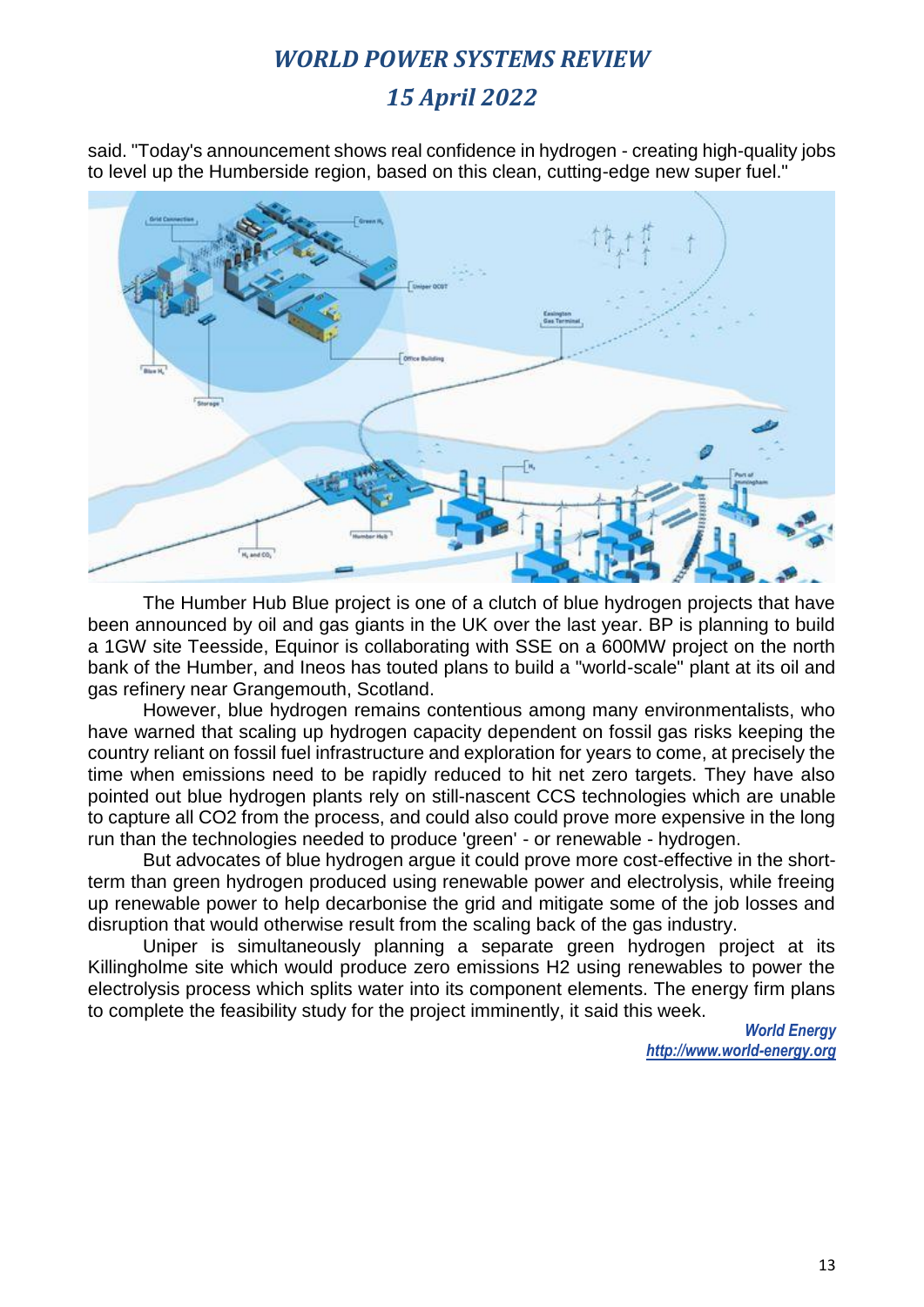said. "Today's announcement shows real confidence in hydrogen - creating high-quality jobs to level up the Humberside region, based on this clean, cutting-edge new super fuel."

The Humber Hub Blue project is one of a clutch of blue hydrogen projects that have been announced by oil and gas giants in the UK over the last year. BP is planning to build a 1GW site Teesside, Equinor is collaborating with SSE on a 600MW project on the north bank of the Humber, and Ineos has touted plans to build a "world-scale" plant at its oil and gas refinery near Grangemouth, Scotland.

However, blue hydrogen remains contentious among many environmentalists, who have warned that scaling up hydrogen capacity dependent on fossil gas risks keeping the country reliant on fossil fuel infrastructure and exploration for years to come, at precisely the time when emissions need to be rapidly reduced to hit net zero targets. They have also pointed out blue hydrogen plants rely on still-nascent CCS technologies which are unable to capture all CO2 from the process, and could also could prove more expensive in the long run than the technologies needed to produce 'green' - or renewable - hydrogen.

But advocates of blue hydrogen argue it could prove more cost-effective in the short-term than green hydrogen produced using renewable power and electrolysis, while freeing up renewable power to help decarbonise the grid and mitigate some of the job losses and disruption that would otherwise result from the scaling back of the gas industry.

Uniper is simultaneously planning a separate green hydrogen project at its Killingholme site which would produce zero emissions H2 using renewables to power the electrolysis process which splits water into its component elements. The energy firm plans to complete the feasibility study for the project imminently, it said this week.

***World Energy***
***http://www.world-energy.org***